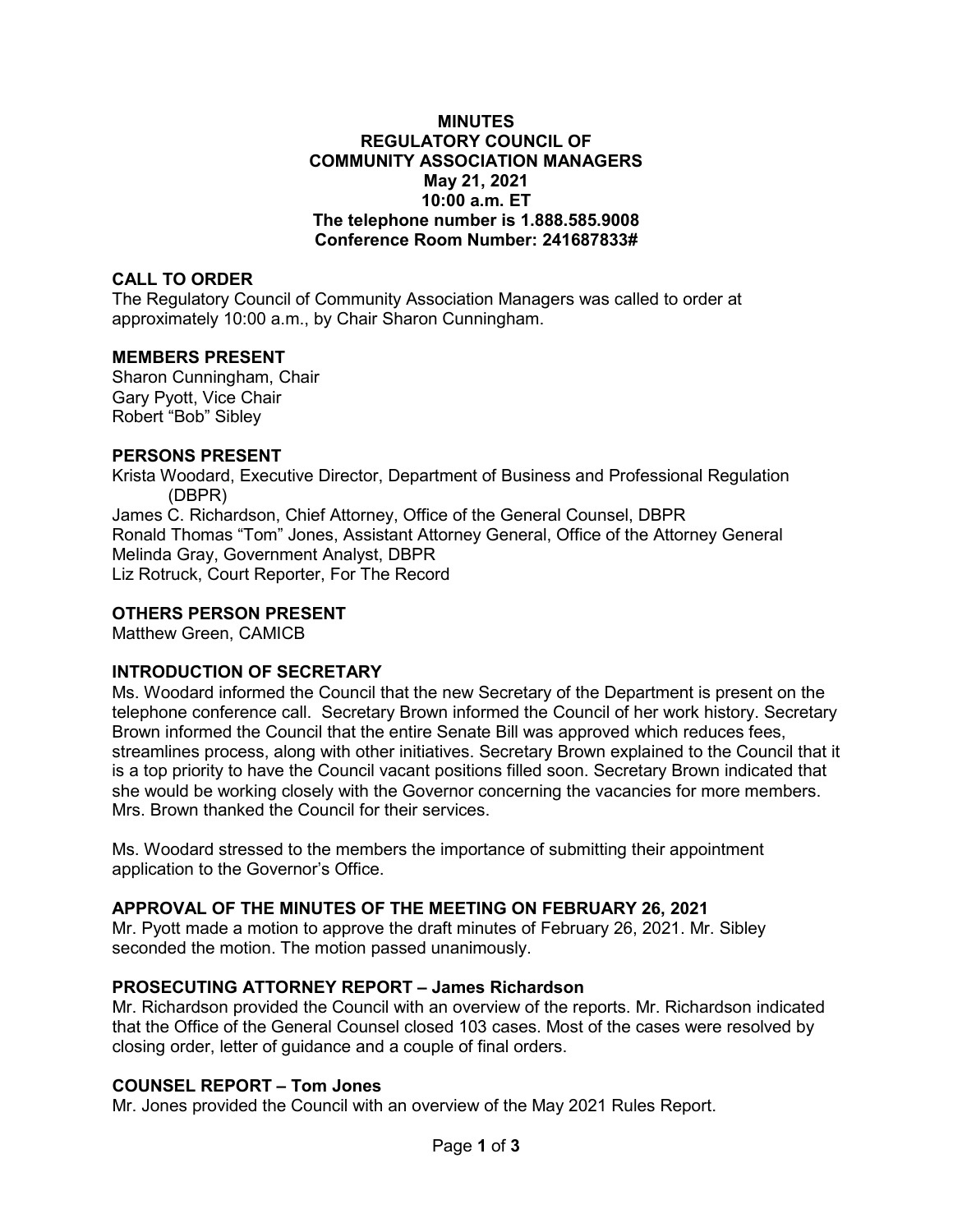# MINUTES
# REGULATORY COUNCIL OF COMMUNITY ASSOCIATION MANAGERS
**May 21, 2021**
**10:00 a.m. ET**
**The telephone number is 1.888.585.9008**
**Conference Room Number: 241687833#**

## CALL TO ORDER

The Regulatory Council of Community Association Managers was called to order at approximately 10:00 a.m., by Chair Sharon Cunningham.

## MEMBERS PRESENT

Sharon Cunningham, Chair
Gary Pyott, Vice Chair
Robert "Bob" Sibley

## PERSONS PRESENT

Krista Woodard, Executive Director, Department of Business and Professional Regulation (DBPR)
James C. Richardson, Chief Attorney, Office of the General Counsel, DBPR
Ronald Thomas "Tom" Jones, Assistant Attorney General, Office of the Attorney General
Melinda Gray, Government Analyst, DBPR
Liz Rotruck, Court Reporter, For The Record

## OTHERS PERSON PRESENT

Matthew Green, CAMICB

## INTRODUCTION OF SECRETARY

Ms. Woodard informed the Council that the new Secretary of the Department is present on the telephone conference call. Secretary Brown informed the Council of her work history. Secretary Brown informed the Council that the entire Senate Bill was approved which reduces fees, streamlines process, along with other initiatives. Secretary Brown explained to the Council that it is a top priority to have the Council vacant positions filled soon. Secretary Brown indicated that she would be working closely with the Governor concerning the vacancies for more members. Mrs. Brown thanked the Council for their services.

Ms. Woodard stressed to the members the importance of submitting their appointment application to the Governor's Office.

## APPROVAL OF THE MINUTES OF THE MEETING ON FEBRUARY 26, 2021

Mr. Pyott made a motion to approve the draft minutes of February 26, 2021. Mr. Sibley seconded the motion. The motion passed unanimously.

## PROSECUTING ATTORNEY REPORT – James Richardson

Mr. Richardson provided the Council with an overview of the reports. Mr. Richardson indicated that the Office of the General Counsel closed 103 cases. Most of the cases were resolved by closing order, letter of guidance and a couple of final orders.

## COUNSEL REPORT – Tom Jones

Mr. Jones provided the Council with an overview of the May 2021 Rules Report.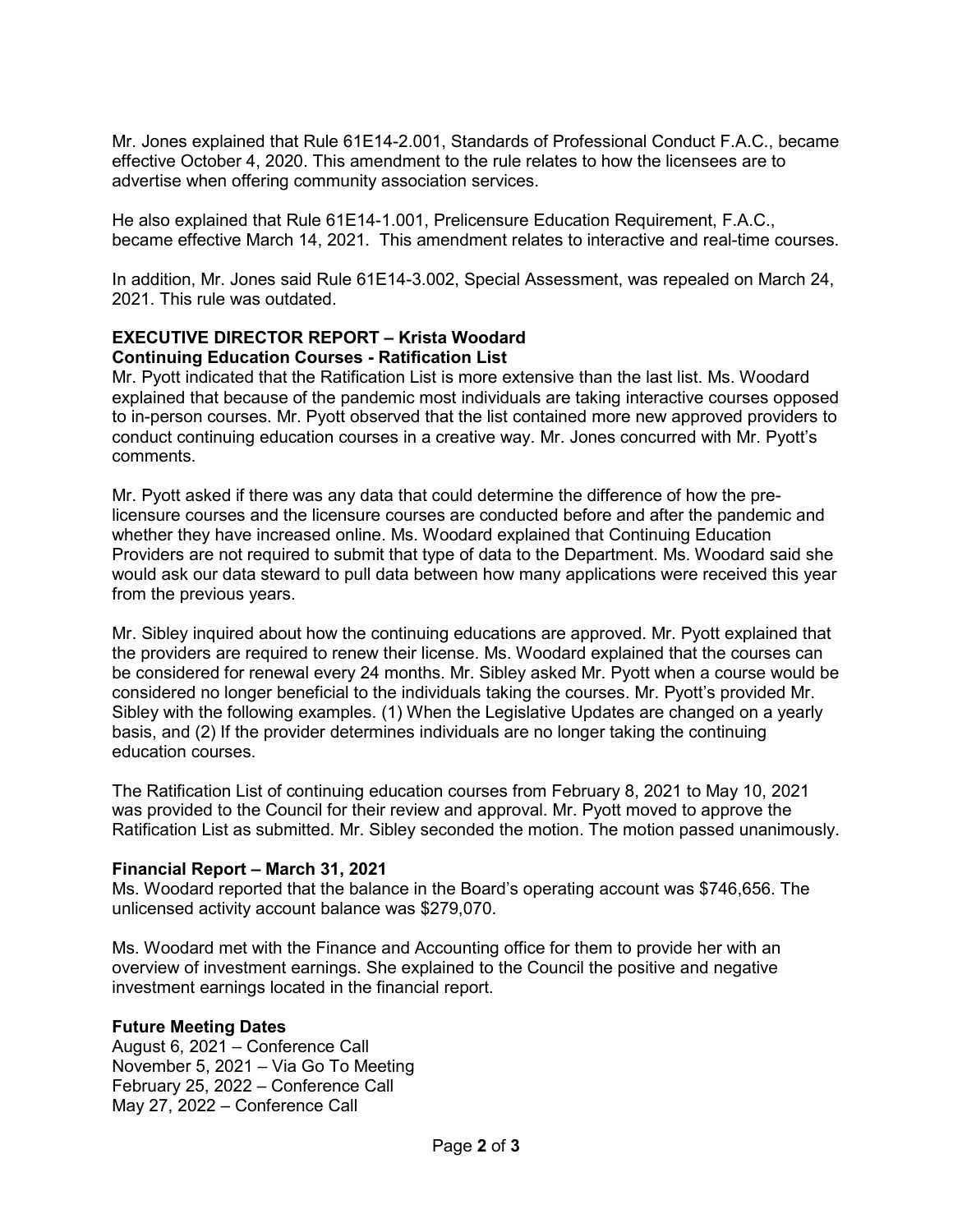Mr. Jones explained that Rule 61E14-2.001, Standards of Professional Conduct F.A.C., became effective October 4, 2020. This amendment to the rule relates to how the licensees are to advertise when offering community association services.

He also explained that Rule 61E14-1.001, Prelicensure Education Requirement, F.A.C., became effective March 14, 2021. This amendment relates to interactive and real-time courses.

In addition, Mr. Jones said Rule 61E14-3.002, Special Assessment, was repealed on March 24, 2021. This rule was outdated.

**EXECUTIVE DIRECTOR REPORT – Krista Woodard**

**Continuing Education Courses - Ratification List**

Mr. Pyott indicated that the Ratification List is more extensive than the last list. Ms. Woodard explained that because of the pandemic most individuals are taking interactive courses opposed to in-person courses. Mr. Pyott observed that the list contained more new approved providers to conduct continuing education courses in a creative way. Mr. Jones concurred with Mr. Pyott's comments.

Mr. Pyott asked if there was any data that could determine the difference of how the pre-licensure courses and the licensure courses are conducted before and after the pandemic and whether they have increased online. Ms. Woodard explained that Continuing Education Providers are not required to submit that type of data to the Department. Ms. Woodard said she would ask our data steward to pull data between how many applications were received this year from the previous years.

Mr. Sibley inquired about how the continuing educations are approved. Mr. Pyott explained that the providers are required to renew their license. Ms. Woodard explained that the courses can be considered for renewal every 24 months. Mr. Sibley asked Mr. Pyott when a course would be considered no longer beneficial to the individuals taking the courses. Mr. Pyott's provided Mr. Sibley with the following examples. (1) When the Legislative Updates are changed on a yearly basis, and (2) If the provider determines individuals are no longer taking the continuing education courses.

The Ratification List of continuing education courses from February 8, 2021 to May 10, 2021 was provided to the Council for their review and approval. Mr. Pyott moved to approve the Ratification List as submitted. Mr. Sibley seconded the motion. The motion passed unanimously.

**Financial Report – March 31, 2021**

Ms. Woodard reported that the balance in the Board's operating account was $746,656. The unlicensed activity account balance was $279,070.

Ms. Woodard met with the Finance and Accounting office for them to provide her with an overview of investment earnings. She explained to the Council the positive and negative investment earnings located in the financial report.

**Future Meeting Dates**

August 6, 2021 – Conference Call
November 5, 2021 – Via Go To Meeting
February 25, 2022 – Conference Call
May 27, 2022 – Conference Call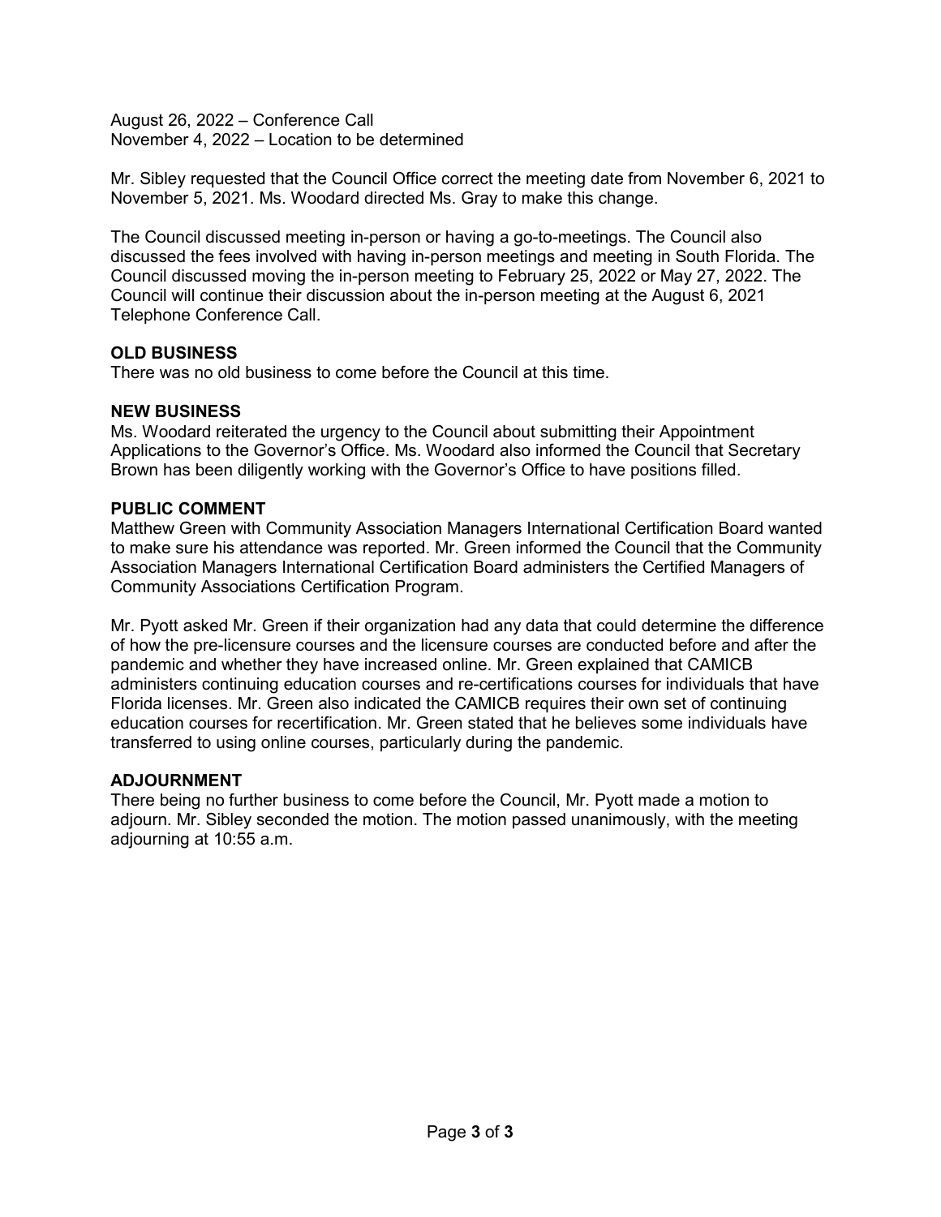August 26, 2022 – Conference Call
November 4, 2022 – Location to be determined

Mr. Sibley requested that the Council Office correct the meeting date from November 6, 2021 to November 5, 2021. Ms. Woodard directed Ms. Gray to make this change.

The Council discussed meeting in-person or having a go-to-meetings. The Council also discussed the fees involved with having in-person meetings and meeting in South Florida. The Council discussed moving the in-person meeting to February 25, 2022 or May 27, 2022. The Council will continue their discussion about the in-person meeting at the August 6, 2021 Telephone Conference Call.

**OLD BUSINESS**

There was no old business to come before the Council at this time.

**NEW BUSINESS**

Ms. Woodard reiterated the urgency to the Council about submitting their Appointment Applications to the Governor's Office. Ms. Woodard also informed the Council that Secretary Brown has been diligently working with the Governor's Office to have positions filled.

**PUBLIC COMMENT**

Matthew Green with Community Association Managers International Certification Board wanted to make sure his attendance was reported. Mr. Green informed the Council that the Community Association Managers International Certification Board administers the Certified Managers of Community Associations Certification Program.

Mr. Pyott asked Mr. Green if their organization had any data that could determine the difference of how the pre-licensure courses and the licensure courses are conducted before and after the pandemic and whether they have increased online. Mr. Green explained that CAMICB administers continuing education courses and re-certifications courses for individuals that have Florida licenses. Mr. Green also indicated the CAMICB requires their own set of continuing education courses for recertification. Mr. Green stated that he believes some individuals have transferred to using online courses, particularly during the pandemic.

**ADJOURNMENT**

There being no further business to come before the Council, Mr. Pyott made a motion to adjourn. Mr. Sibley seconded the motion. The motion passed unanimously, with the meeting adjourning at 10:55 a.m.